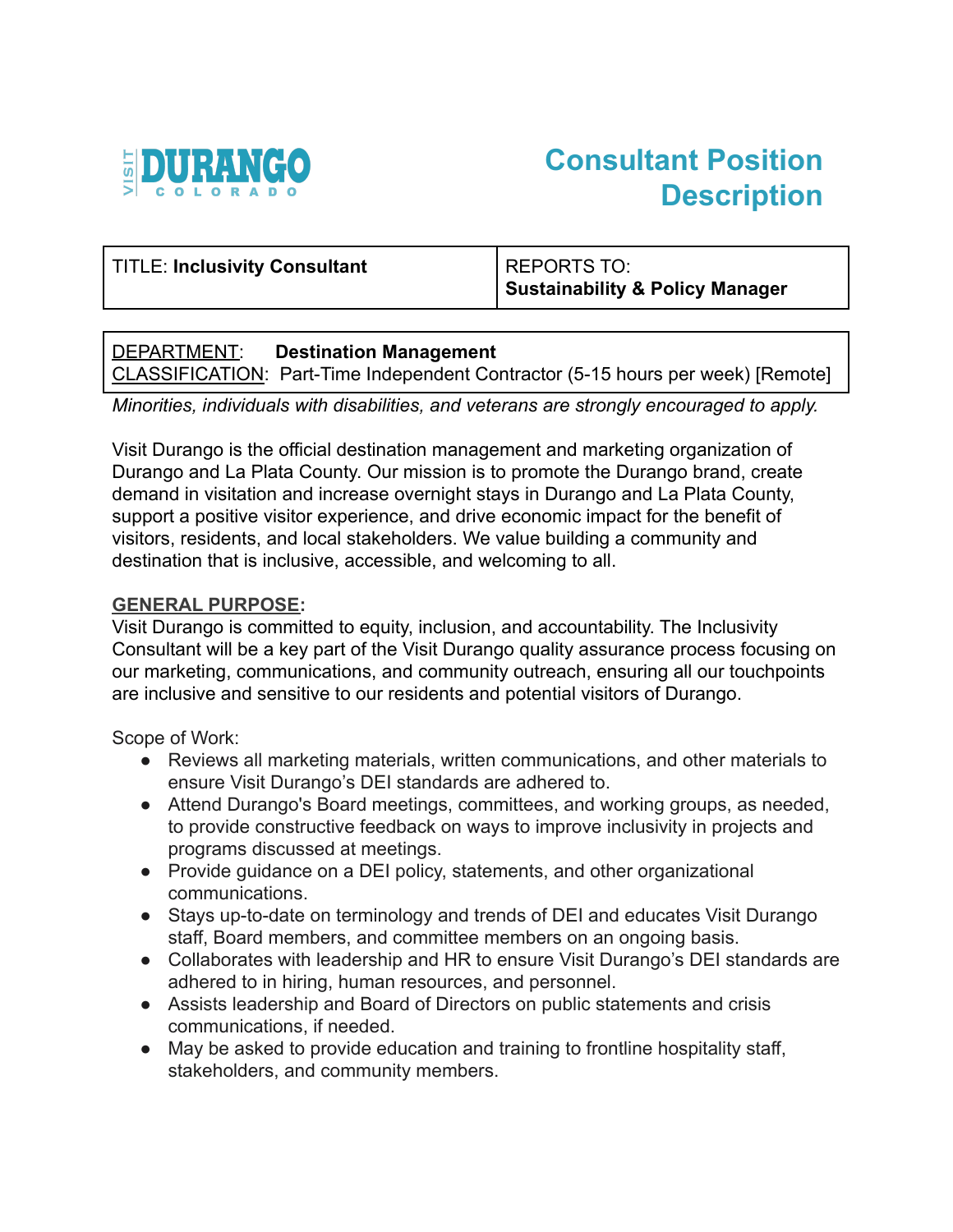VISIT DURANGO COLORADO

# Consultant Position Description

| | |
|---|---|
| TITLE: **Inclusivity Consultant** | REPORTS TO: **Sustainability & Policy Manager** |

DEPARTMENT: **Destination Management**
CLASSIFICATION: Part-Time Independent Contractor (5-15 hours per week) [Remote]

*Minorities, individuals with disabilities, and veterans are strongly encouraged to apply.*

Visit Durango is the official destination management and marketing organization of Durango and La Plata County. Our mission is to promote the Durango brand, create demand in visitation and increase overnight stays in Durango and La Plata County, support a positive visitor experience, and drive economic impact for the benefit of visitors, residents, and local stakeholders. We value building a community and destination that is inclusive, accessible, and welcoming to all.

**GENERAL PURPOSE:**
Visit Durango is committed to equity, inclusion, and accountability. The Inclusivity Consultant will be a key part of the Visit Durango quality assurance process focusing on our marketing, communications, and community outreach, ensuring all our touchpoints are inclusive and sensitive to our residents and potential visitors of Durango.

Scope of Work:

- Reviews all marketing materials, written communications, and other materials to ensure Visit Durango's DEI standards are adhered to.
- Attend Durango's Board meetings, committees, and working groups, as needed, to provide constructive feedback on ways to improve inclusivity in projects and programs discussed at meetings.
- Provide guidance on a DEI policy, statements, and other organizational communications.
- Stays up-to-date on terminology and trends of DEI and educates Visit Durango staff, Board members, and committee members on an ongoing basis.
- Collaborates with leadership and HR to ensure Visit Durango's DEI standards are adhered to in hiring, human resources, and personnel.
- Assists leadership and Board of Directors on public statements and crisis communications, if needed.
- May be asked to provide education and training to frontline hospitality staff, stakeholders, and community members.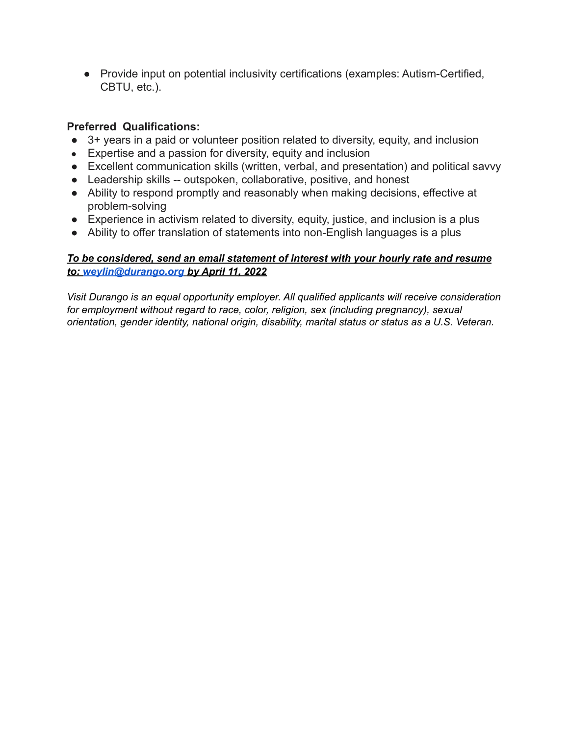- Provide input on potential inclusivity certifications (examples: Autism-Certified, CBTU, etc.).

**Preferred Qualifications:**

- 3+ years in a paid or volunteer position related to diversity, equity, and inclusion
- Expertise and a passion for diversity, equity and inclusion
- Excellent communication skills (written, verbal, and presentation) and political savvy
- Leadership skills -- outspoken, collaborative, positive, and honest
- Ability to respond promptly and reasonably when making decisions, effective at problem-solving
- Experience in activism related to diversity, equity, justice, and inclusion is a plus
- Ability to offer translation of statements into non-English languages is a plus

***To be considered, send an email statement of interest with your hourly rate and resume to: weylin@durango.org by April 11, 2022***

*Visit Durango is an equal opportunity employer. All qualified applicants will receive consideration for employment without regard to race, color, religion, sex (including pregnancy), sexual orientation, gender identity, national origin, disability, marital status or status as a U.S. Veteran.*